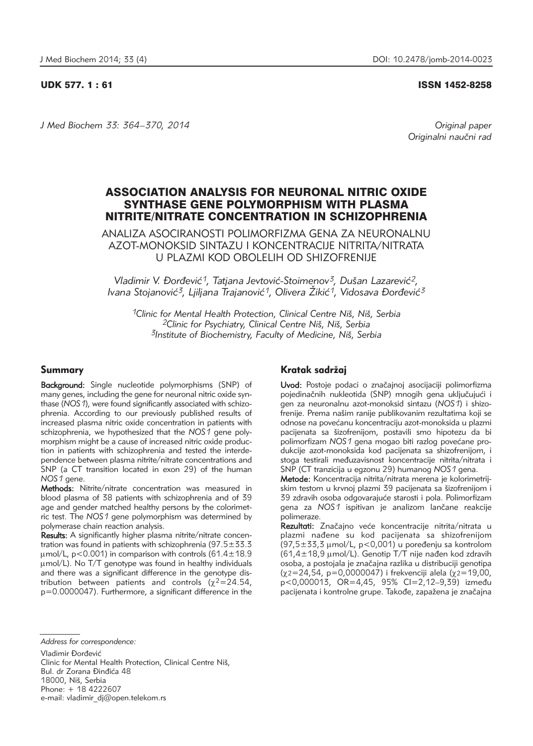UDK 577. 1 : 61

ISSN 1452-8258

*J Med Biochem 33: 364–370, 2014*

*Original paper*
*Originalni naučni rad*

# ASSOCIATION ANALYSIS FOR NEURONAL NITRIC OXIDE SYNTHASE GENE POLYMORPHISM WITH PLASMA NITRITE/NITRATE CONCENTRATION IN SCHIZOPHRENIA

## ANALIZA ASOCIRANOSTI POLIMORFIZMA GENA ZA NEURONALNU AZOT-MONOKSID SINTAZU I KONCENTRACIJE NITRITA/NITRATA U PLAZMI KOD OBOLELIH OD SHIZOFRENIJE

*Vladimir V. Đorđević[1], Tatjana Jevtović-Stoimenov[3], Dušan Lazarević[2], Ivana Stojanović[3], Ljiljana Trajanović[1], Olivera Žikić[1], Vidosava Đorđević[3]*

*[1]Clinic for Mental Health Protection, Clinical Centre Niš, Niš, Serbia*
*[2]Clinic for Psychiatry, Clinical Centre Niš, Niš, Serbia*
*[3]Institute of Biochemistry, Faculty of Medicine, Niš, Serbia*

### Summary

**Background:** Single nucleotide polymorphisms (SNP) of many genes, including the gene for neuronal nitric oxide synthase (*NOS1*), were found significantly associated with schizophrenia. According to our previously published results of increased plasma nitric oxide concentration in patients with schizophrenia, we hypothesized that the *NOS1* gene polymorphism might be a cause of increased nitric oxide production in patients with schizophrenia and tested the interdependence between plasma nitrite/nitrate concentrations and SNP (a CT transition located in exon 29) of the human *NOS1* gene.

**Methods:** Nitrite/nitrate concentration was measured in blood plasma of 38 patients with schizophrenia and of 39 age and gender matched healthy persons by the colorimetric test. The *NOS1* gene polymorphism was determined by polymerase chain reaction analysis.

**Results:** A significantly higher plasma nitrite/nitrate concentration was found in patients with schizophrenia (97.5±33.3 μmol/L, $p<0.001$) in comparison with controls (61.4±18.9 μmol/L). No T/T genotype was found in healthy individuals and there was a significant difference in the genotype distribution between patients and controls ($\chi^2$=24.54, $p$=0.0000047). Furthermore, a significant difference in the

### Kratak sadržaj

**Uvod:** Postoje podaci o značajnoj asocijaciji polimorfizma pojedinačnih nukleotida (SNP) mnogih gena uključujući i gen za neuronalnu azot-monoksid sintazu (*NOS1*) i shizofrenije. Prema našim ranije publikovanim rezultatima koji se odnose na povećanu koncentraciju azot-monoksida u plazmi pacijenata sa šizofrenijom, postavili smo hipotezu da bi polimorfizam *NOS1* gena mogao biti razlog povećane produkcije azot-monoksida kod pacijenata sa shizofrenijom, i stoga testirali međuzavisnost koncentracije nitrita/nitrata i SNP (CT tranzicija u egzonu 29) humanog *NOS1* gena.

**Metode:** Koncentracija nitrita/nitrata merena je kolorimetrijskim testom u krvnoj plazmi 39 pacijenata sa šizofrenijom i 39 zdravih osoba odgovarajuće starosti i pola. Polimorfizam gena za *NOS1* ispitivan je analizom lančane reakcije polimeraze.

**Rezultati:** Značajno veće koncentracije nitrita/nitrata u plazmi nađene su kod pacijenata sa shizofrenijom (97,5±33,3 μmol/L, $p<0,001$) u poređenju sa kontrolom (61,4±18,9 μmol/L). Genotip T/T nije nađen kod zdravih osoba, a postojala je značajna razlika u distribuciji genotipa ($\chi^2$=24,54, $p$=0,0000047) i frekvenciji alela ($\chi^2$=19,00, $p<0,000013$, OR=4,45, 95% CI=2,12–9,39) između pacijenata i kontrolne grupe. Takođe, zapažena je značajna

*Address for correspondence:*

Vladimir Đorđević
Clinic for Mental Health Protection, Clinical Centre Niš,
Bul. dr Zorana Đinđića 48
18000, Niš, Serbia
Phone: + 18 4222607
e-mail: vladimir_dj@open.telekom.rs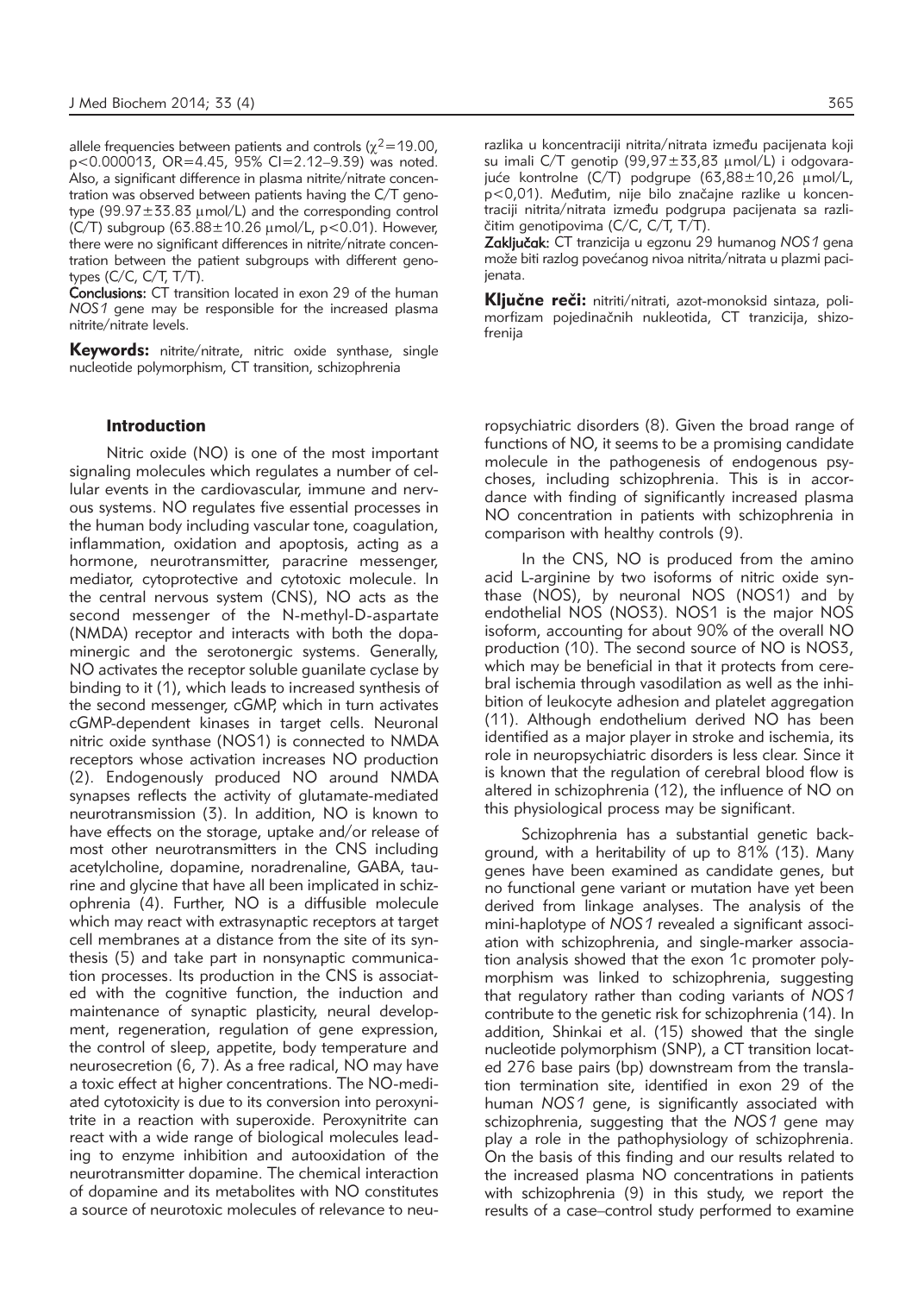allele frequencies between patients and controls ($\chi^2=19.00$, $p<0.000013$, OR=4.45, 95% CI=2.12–9.39) was noted. Also, a significant difference in plasma nitrite/nitrate concentration was observed between patients having the C/T genotype (99.97±33.83 μmol/L) and the corresponding control (C/T) subgroup (63.88±10.26 μmol/L, $p<0.01$). However, there were no significant differences in nitrite/nitrate concentration between the patient subgroups with different genotypes (C/C, C/T, T/T).

**Conclusions:** CT transition located in exon 29 of the human *NOS1* gene may be responsible for the increased plasma nitrite/nitrate levels.

**Keywords:** nitrite/nitrate, nitric oxide synthase, single nucleotide polymorphism, CT transition, schizophrenia

razlika u koncentraciji nitrita/nitrata između pacijenata koji su imali C/T genotip (99,97±33,83 μmol/L) i odgovarajuće kontrolne (C/T) podgrupe (63,88±10,26 μmol/L, p<0,01). Međutim, nije bilo značajne razlike u koncentraciji nitrita/nitrata između podgrupa pacijenata sa različitim genotipovima (C/C, C/T, T/T).

**Zaključak:** CT tranzicija u egzonu 29 humanog *NOS1* gena može biti razlog povećanog nivoa nitrita/nitrata u plazmi pacijenata.

**Ključne reči:** nitriti/nitrati, azot-monoksid sintaza, polimorfizam pojedinačnih nukleotida, CT tranzicija, shizofrenija

## Introduction

Nitric oxide (NO) is one of the most important signaling molecules which regulates a number of cellular events in the cardiovascular, immune and nervous systems. NO regulates five essential processes in the human body including vascular tone, coagulation, inflammation, oxidation and apoptosis, acting as a hormone, neurotransmitter, paracrine messenger, mediator, cytoprotective and cytotoxic molecule. In the central nervous system (CNS), NO acts as the second messenger of the N-methyl-D-aspartate (NMDA) receptor and interacts with both the dopaminergic and the serotonergic systems. Generally, NO activates the receptor soluble guanilate cyclase by binding to it (1), which leads to increased synthesis of the second messenger, cGMP, which in turn activates cGMP-dependent kinases in target cells. Neuronal nitric oxide synthase (NOS1) is connected to NMDA receptors whose activation increases NO production (2). Endogenously produced NO around NMDA synapses reflects the activity of glutamate-mediated neurotransmission (3). In addition, NO is known to have effects on the storage, uptake and/or release of most other neurotransmitters in the CNS including acetylcholine, dopamine, noradrenaline, GABA, taurine and glycine that have all been implicated in schizophrenia (4). Further, NO is a diffusible molecule which may react with extrasynaptic receptors at target cell membranes at a distance from the site of its synthesis (5) and take part in nonsynaptic communication processes. Its production in the CNS is associated with the cognitive function, the induction and maintenance of synaptic plasticity, neural development, regeneration, regulation of gene expression, the control of sleep, appetite, body temperature and neurosecretion (6, 7). As a free radical, NO may have a toxic effect at higher concentrations. The NO-mediated cytotoxicity is due to its conversion into peroxynitrite in a reaction with superoxide. Peroxynitrite can react with a wide range of biological molecules leading to enzyme inhibition and autooxidation of the neurotransmitter dopamine. The chemical interaction of dopamine and its metabolites with NO constitutes a source of neurotoxic molecules of relevance to neuropsychiatric disorders (8). Given the broad range of functions of NO, it seems to be a promising candidate molecule in the pathogenesis of endogenous psychoses, including schizophrenia. This is in accordance with finding of significantly increased plasma NO concentration in patients with schizophrenia in comparison with healthy controls (9).

In the CNS, NO is produced from the amino acid L-arginine by two isoforms of nitric oxide synthase (NOS), by neuronal NOS (NOS1) and by endothelial NOS (NOS3). NOS1 is the major NOS isoform, accounting for about 90% of the overall NO production (10). The second source of NO is NOS3, which may be beneficial in that it protects from cerebral ischemia through vasodilation as well as the inhibition of leukocyte adhesion and platelet aggregation (11). Although endothelium derived NO has been identified as a major player in stroke and ischemia, its role in neuropsychiatric disorders is less clear. Since it is known that the regulation of cerebral blood flow is altered in schizophrenia (12), the influence of NO on this physiological process may be significant.

Schizophrenia has a substantial genetic background, with a heritability of up to 81% (13). Many genes have been examined as candidate genes, but no functional gene variant or mutation have yet been derived from linkage analyses. The analysis of the mini-haplotype of *NOS1* revealed a significant association with schizophrenia, and single-marker association analysis showed that the exon 1c promoter polymorphism was linked to schizophrenia, suggesting that regulatory rather than coding variants of *NOS1* contribute to the genetic risk for schizophrenia (14). In addition, Shinkai et al. (15) showed that the single nucleotide polymorphism (SNP), a CT transition located 276 base pairs (bp) downstream from the translation termination site, identified in exon 29 of the human *NOS1* gene, is significantly associated with schizophrenia, suggesting that the *NOS1* gene may play a role in the pathophysiology of schizophrenia. On the basis of this finding and our results related to the increased plasma NO concentrations in patients with schizophrenia (9) in this study, we report the results of a case–control study performed to examine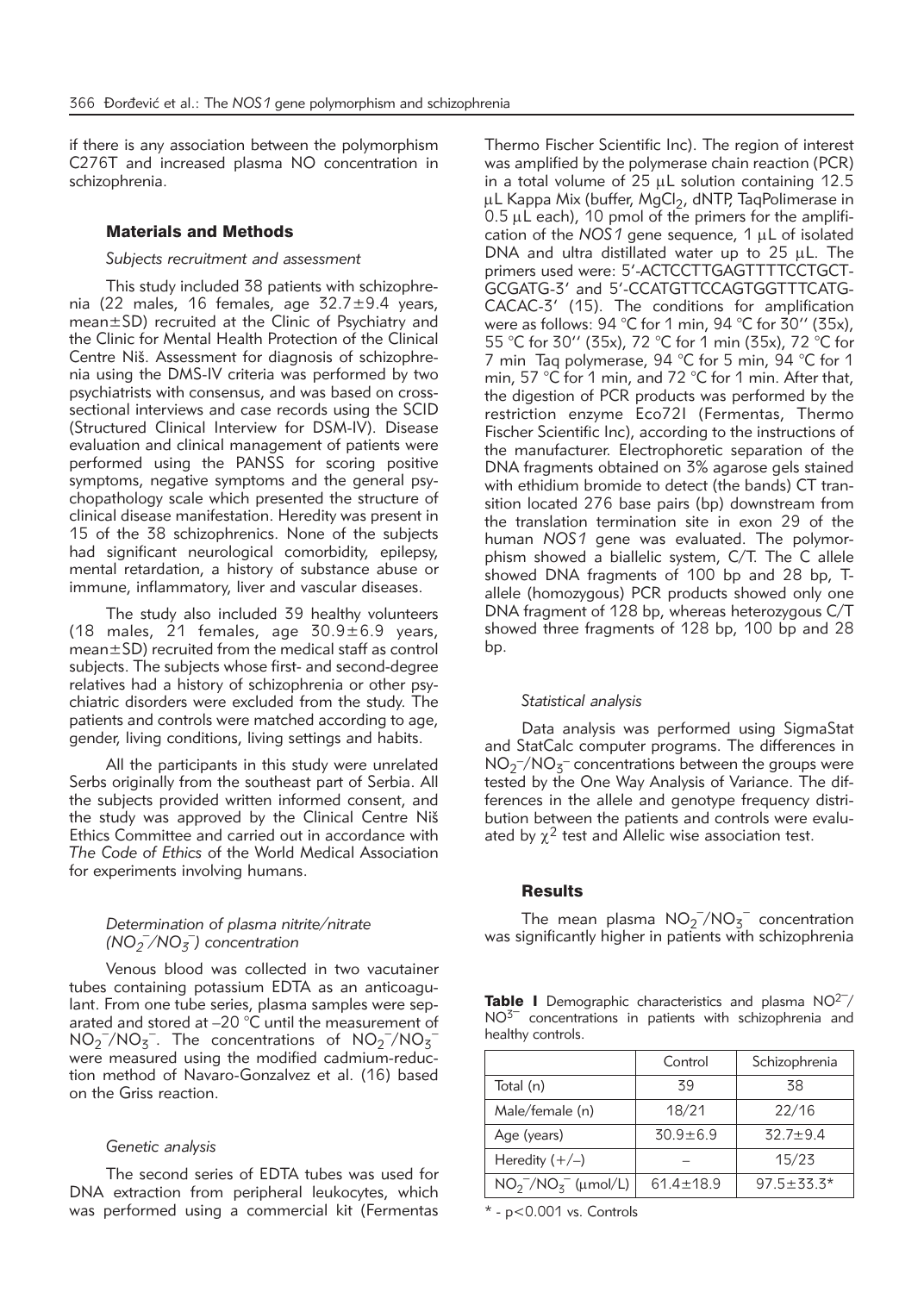if there is any association between the polymorphism C276T and increased plasma NO concentration in schizophrenia.

## Materials and Methods

### *Subjects recruitment and assessment*

This study included 38 patients with schizophrenia (22 males, 16 females, age $32.7 \pm 9.4$ years, mean$\pm$SD) recruited at the Clinic of Psychiatry and the Clinic for Mental Health Protection of the Clinical Centre Niš. Assessment for diagnosis of schizophrenia using the DMS-IV criteria was performed by two psychiatrists with consensus, and was based on cross-sectional interviews and case records using the SCID (Structured Clinical Interview for DSM-IV). Disease evaluation and clinical management of patients were performed using the PANSS for scoring positive symptoms, negative symptoms and the general psychopathology scale which presented the structure of clinical disease manifestation. Heredity was present in 15 of the 38 schizophrenics. None of the subjects had significant neurological comorbidity, epilepsy, mental retardation, a history of substance abuse or immune, inflammatory, liver and vascular diseases.

The study also included 39 healthy volunteers (18 males, 21 females, age $30.9 \pm 6.9$ years, mean$\pm$SD) recruited from the medical staff as control subjects. The subjects whose first- and second-degree relatives had a history of schizophrenia or other psychiatric disorders were excluded from the study. The patients and controls were matched according to age, gender, living conditions, living settings and habits.

All the participants in this study were unrelated Serbs originally from the southeast part of Serbia. All the subjects provided written informed consent, and the study was approved by the Clinical Centre Niš Ethics Committee and carried out in accordance with *The Code of Ethics* of the World Medical Association for experiments involving humans.

### *Determination of plasma nitrite/nitrate ($NO_2^-/NO_3^-$) concentration*

Venous blood was collected in two vacutainer tubes containing potassium EDTA as an anticoagulant. From one tube series, plasma samples were separated and stored at –20 °C until the measurement of $NO_2^-/NO_3^-$. The concentrations of $NO_2^-/NO_3^-$ were measured using the modified cadmium-reduction method of Navaro-Gonzalvez et al. (16) based on the Griss reaction.

### *Genetic analysis*

The second series of EDTA tubes was used for DNA extraction from peripheral leukocytes, which was performed using a commercial kit (Fermentas Thermo Fischer Scientific Inc). The region of interest was amplified by the polymerase chain reaction (PCR) in a total volume of 25 μL solution containing 12.5 μL Kappa Mix (buffer, $MgCl_2$, dNTP, TaqPolimerase in 0.5 μL each), 10 pmol of the primers for the amplification of the *NOS1* gene sequence, 1 μL of isolated DNA and ultra distillated water up to 25 μL. The primers used were: 5'-ACTCCTTGAGTTTTCCTGCT-GCGATG-3' and 5'-CCATGTTCCAGTGGTTTCATG-CACAC-3' (15). The conditions for amplification were as follows: 94 °C for 1 min, 94 °C for 30'' (35x), 55 °C for 30'' (35x), 72 °C for 1 min (35x), 72 °C for 7 min Taq polymerase, 94 °C for 5 min, 94 °C for 1 min, 57 °C for 1 min, and 72 °C for 1 min. After that, the digestion of PCR products was performed by the restriction enzyme Eco72I (Fermentas, Thermo Fischer Scientific Inc), according to the instructions of the manufacturer. Electrophoretic separation of the DNA fragments obtained on 3% agarose gels stained with ethidium bromide to detect (the bands) CT transition located 276 base pairs (bp) downstream from the translation termination site in exon 29 of the human *NOS1* gene was evaluated. The polymorphism showed a biallelic system, C/T. The C allele showed DNA fragments of 100 bp and 28 bp, T-allele (homozygous) PCR products showed only one DNA fragment of 128 bp, whereas heterozygous C/T showed three fragments of 128 bp, 100 bp and 28 bp.

### *Statistical analysis*

Data analysis was performed using SigmaStat and StatCalc computer programs. The differences in $NO_2^-/NO_3^-$ concentrations between the groups were tested by the One Way Analysis of Variance. The differences in the allele and genotype frequency distribution between the patients and controls were evaluated by $\chi^2$ test and Allelic wise association test.

## Results

The mean plasma $NO_2^-/NO_3^-$ concentration was significantly higher in patients with schizophrenia

**Table I** Demographic characteristics and plasma $NO^{2-}/NO^{3-}$ concentrations in patients with schizophrenia and healthy controls.

| | Control | Schizophrenia |
|---|---|---|
| Total (n) | 39 | 38 |
| Male/female (n) | 18/21 | 22/16 |
| Age (years) | $30.9 \pm 6.9$ | $32.7 \pm 9.4$ |
| Heredity (+/–) | – | 15/23 |
| $NO_2^-/NO_3^-$ (μmol/L) | $61.4 \pm 18.9$ | $97.5 \pm 33.3$* |

\* - $p < 0.001$ vs. Controls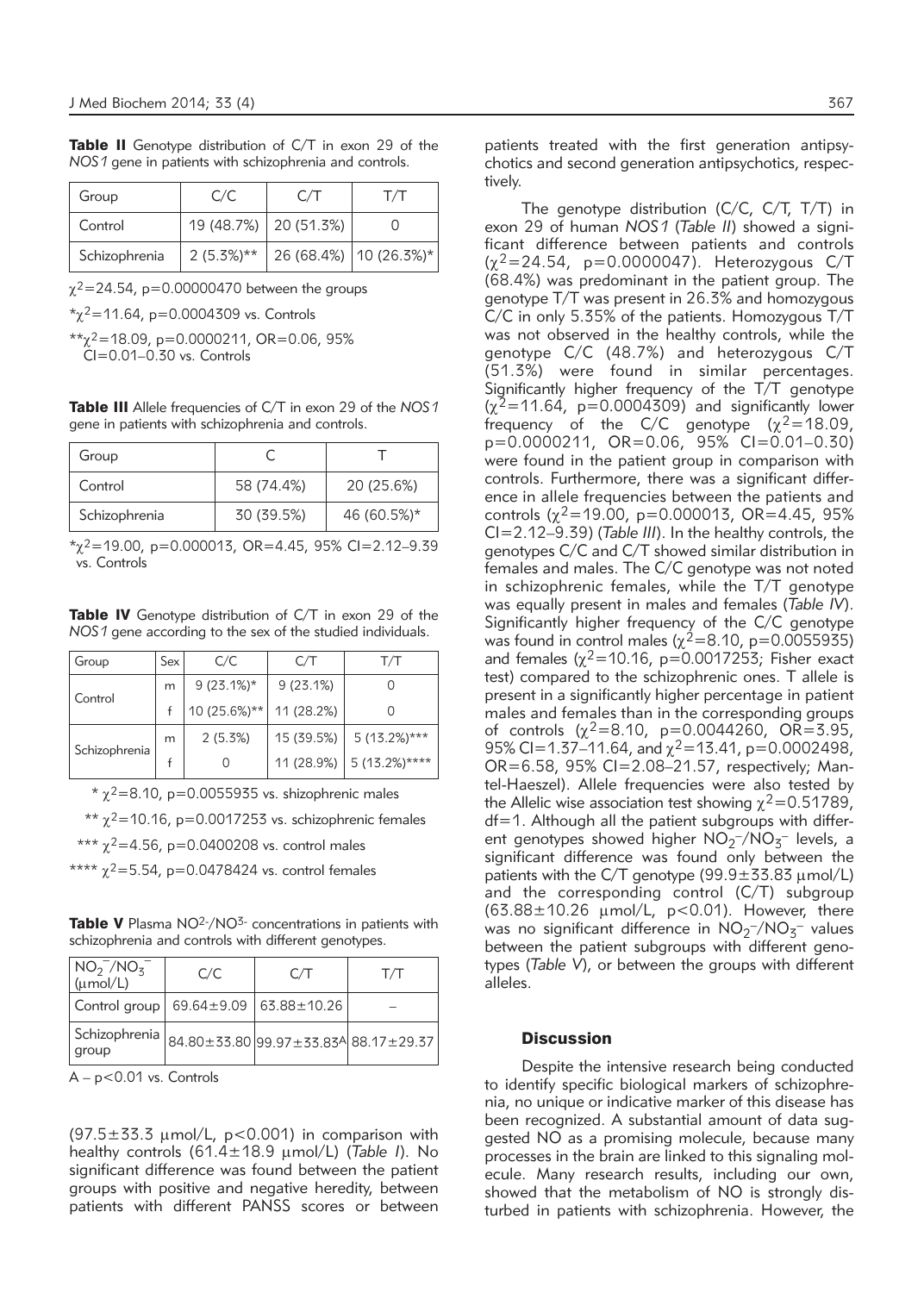**Table II** Genotype distribution of C/T in exon 29 of the *NOS1* gene in patients with schizophrenia and controls.

| Group | C/C | C/T | T/T |
|---|---|---|---|
| Control | 19 (48.7%) | 20 (51.3%) | 0 |
| Schizophrenia | 2 (5.3%)** | 26 (68.4%) | 10 (26.3%)* |

$\chi^2$=24.54, p=0.00000470 between the groups

*$\chi^2$=11.64, p=0.0004309 vs. Controls

**$\chi^2$=18.09, p=0.0000211, OR=0.06, 95% CI=0.01–0.30 vs. Controls

**Table III** Allele frequencies of C/T in exon 29 of the *NOS1* gene in patients with schizophrenia and controls.

| Group | C | T |
|---|---|---|
| Control | 58 (74.4%) | 20 (25.6%) |
| Schizophrenia | 30 (39.5%) | 46 (60.5%)* |

*$\chi^2$=19.00, p=0.000013, OR=4.45, 95% CI=2.12–9.39 vs. Controls

**Table IV** Genotype distribution of C/T in exon 29 of the *NOS1* gene according to the sex of the studied individuals.

| Group | Sex | C/C | C/T | T/T |
|---|---|---|---|---|
| Control | m | 9 (23.1%)* | 9 (23.1%) | 0 |
| | f | 10 (25.6%)** | 11 (28.2%) | 0 |
| Schizophrenia | m | 2 (5.3%) | 15 (39.5%) | 5 (13.2%)*** |
| | f | 0 | 11 (28.9%) | 5 (13.2%)**** |

* $\chi^2$=8.10, p=0.0055935 vs. shizophrenic males

** $\chi^2$=10.16, p=0.0017253 vs. schizophrenic females

*** $\chi^2$=4.56, p=0.0400208 vs. control males

**** $\chi^2$=5.54, p=0.0478424 vs. control females

**Table V** Plasma $NO^{2-}/NO^{3-}$ concentrations in patients with schizophrenia and controls with different genotypes.

| $NO_2^-/NO_3^-$ (μmol/L) | C/C | C/T | T/T |
|---|---|---|---|
| Control group | 69.64±9.09 | 63.88±10.26 | – |
| Schizophrenia group | 84.80±33.80 | 99.97±33.83[A] | 88.17±29.37 |

A – p<0.01 vs. Controls

(97.5±33.3 μmol/L, p<0.001) in comparison with healthy controls (61.4±18.9 μmol/L) (*Table I*). No significant difference was found between the patient groups with positive and negative heredity, between patients with different PANSS scores or between patients treated with the first generation antipsychotics and second generation antipsychotics, respectively.

The genotype distribution (C/C, C/T, T/T) in exon 29 of human *NOS1* (*Table II*) showed a significant difference between patients and controls ($\chi^2$=24.54, p=0.0000047). Heterozygous C/T (68.4%) was predominant in the patient group. The genotype T/T was present in 26.3% and homozygous C/C in only 5.35% of the patients. Homozygous T/T was not observed in the healthy controls, while the genotype C/C (48.7%) and heterozygous C/T (51.3%) were found in similar percentages. Significantly higher frequency of the T/T genotype ($\chi^2$=11.64, p=0.0004309) and significantly lower frequency of the C/C genotype ($\chi^2$=18.09, p=0.0000211, OR=0.06, 95% CI=0.01–0.30) were found in the patient group in comparison with controls. Furthermore, there was a significant difference in allele frequencies between the patients and controls ($\chi^2$=19.00, p=0.000013, OR=4.45, 95% CI=2.12–9.39) (*Table III*). In the healthy controls, the genotypes C/C and C/T showed similar distribution in females and males. The C/C genotype was not noted in schizophrenic females, while the T/T genotype was equally present in males and females (*Table IV*). Significantly higher frequency of the C/C genotype was found in control males ($\chi^2$=8.10, p=0.0055935) and females ($\chi^2$=10.16, p=0.0017253; Fisher exact test) compared to the schizophrenic ones. T allele is present in a significantly higher percentage in patient males and females than in the corresponding groups of controls ($\chi^2$=8.10, p=0.0044260, OR=3.95, 95% CI=1.37–11.64, and $\chi^2$=13.41, p=0.0002498, OR=6.58, 95% CI=2.08–21.57, respectively; Mantel-Haeszel). Allele frequencies were also tested by the Allelic wise association test showing $\chi^2$=0.51789, df=1. Although all the patient subgroups with different genotypes showed higher $NO_2^-/NO_3^-$ levels, a significant difference was found only between the patients with the C/T genotype (99.9±33.83 μmol/L) and the corresponding control (C/T) subgroup (63.88±10.26 μmol/L, p<0.01). However, there was no significant difference in $NO_2^-/NO_3^-$ values between the patient subgroups with different genotypes (*Table V*), or between the groups with different alleles.

## Discussion

Despite the intensive research being conducted to identify specific biological markers of schizophrenia, no unique or indicative marker of this disease has been recognized. A substantial amount of data suggested NO as a promising molecule, because many processes in the brain are linked to this signaling molecule. Many research results, including our own, showed that the metabolism of NO is strongly disturbed in patients with schizophrenia. However, the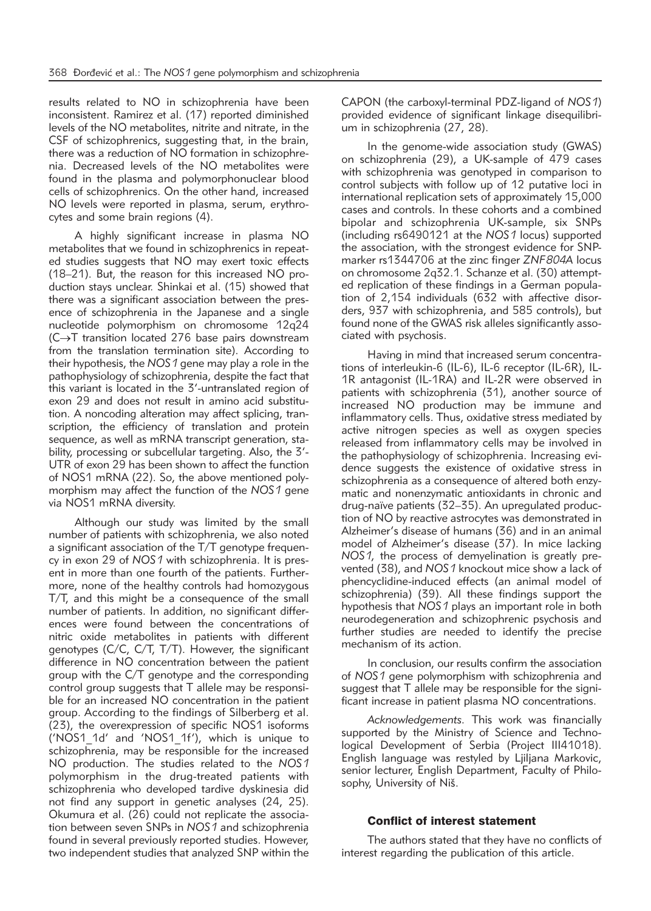results related to NO in schizophrenia have been inconsistent. Ramirez et al. (17) reported diminished levels of the NO metabolites, nitrite and nitrate, in the CSF of schizophrenics, suggesting that, in the brain, there was a reduction of NO formation in schizophrenia. Decreased levels of the NO metabolites were found in the plasma and polymorphonuclear blood cells of schizophrenics. On the other hand, increased NO levels were reported in plasma, serum, erythrocytes and some brain regions (4).

A highly significant increase in plasma NO metabolites that we found in schizophrenics in repeated studies suggests that NO may exert toxic effects (18–21). But, the reason for this increased NO production stays unclear. Shinkai et al. (15) showed that there was a significant association between the presence of schizophrenia in the Japanese and a single nucleotide polymorphism on chromosome 12q24 (C→T transition located 276 base pairs downstream from the translation termination site). According to their hypothesis, the *NOS1* gene may play a role in the pathophysiology of schizophrenia, despite the fact that this variant is located in the 3′-untranslated region of exon 29 and does not result in amino acid substitution. A noncoding alteration may affect splicing, transcription, the efficiency of translation and protein sequence, as well as mRNA transcript generation, stability, processing or subcellular targeting. Also, the 3′-UTR of exon 29 has been shown to affect the function of NOS1 mRNA (22). So, the above mentioned polymorphism may affect the function of the *NOS1* gene via NOS1 mRNA diversity.

Although our study was limited by the small number of patients with schizophrenia, we also noted a significant association of the T/T genotype frequency in exon 29 of *NOS1* with schizophrenia. It is present in more than one fourth of the patients. Furthermore, none of the healthy controls had homozygous T/T, and this might be a consequence of the small number of patients. In addition, no significant differences were found between the concentrations of nitric oxide metabolites in patients with different genotypes (C/C, C/T, T/T). However, the significant difference in NO concentration between the patient group with the C/T genotype and the corresponding control group suggests that T allele may be responsible for an increased NO concentration in the patient group. According to the findings of Silberberg et al. (23), the overexpression of specific NOS1 isoforms ('NOS1_1d' and 'NOS1_1f'), which is unique to schizophrenia, may be responsible for the increased NO production. The studies related to the *NOS1* polymorphism in the drug-treated patients with schizophrenia who developed tardive dyskinesia did not find any support in genetic analyses (24, 25). Okumura et al. (26) could not replicate the association between seven SNPs in *NOS1* and schizophrenia found in several previously reported studies. However, two independent studies that analyzed SNP within the CAPON (the carboxyl-terminal PDZ-ligand of *NOS1*) provided evidence of significant linkage disequilibrium in schizophrenia (27, 28).

In the genome-wide association study (GWAS) on schizophrenia (29), a UK-sample of 479 cases with schizophrenia was genotyped in comparison to control subjects with follow up of 12 putative loci in international replication sets of approximately 15,000 cases and controls. In these cohorts and a combined bipolar and schizophrenia UK-sample, six SNPs (including rs6490121 at the *NOS1* locus) supported the association, with the strongest evidence for SNP-marker rs1344706 at the zinc finger *ZNF804A* locus on chromosome 2q32.1. Schanze et al. (30) attempted replication of these findings in a German population of 2,154 individuals (632 with affective disorders, 937 with schizophrenia, and 585 controls), but found none of the GWAS risk alleles significantly associated with psychosis.

Having in mind that increased serum concentrations of interleukin-6 (IL-6), IL-6 receptor (IL-6R), IL-1R antagonist (IL-1RA) and IL-2R were observed in patients with schizophrenia (31), another source of increased NO production may be immune and inflammatory cells. Thus, oxidative stress mediated by active nitrogen species as well as oxygen species released from inflammatory cells may be involved in the pathophysiology of schizophrenia. Increasing evidence suggests the existence of oxidative stress in schizophrenia as a consequence of altered both enzymatic and nonenzymatic antioxidants in chronic and drug-naïve patients (32–35). An upregulated production of NO by reactive astrocytes was demonstrated in Alzheimer's disease of humans (36) and in an animal model of Alzheimer's disease (37). In mice lacking *NOS1*, the process of demyelination is greatly prevented (38), and *NOS1* knockout mice show a lack of phencyclidine-induced effects (an animal model of schizophrenia) (39). All these findings support the hypothesis that *NOS1* plays an important role in both neurodegeneration and schizophrenic psychosis and further studies are needed to identify the precise mechanism of its action.

In conclusion, our results confirm the association of *NOS1* gene polymorphism with schizophrenia and suggest that T allele may be responsible for the significant increase in patient plasma NO concentrations.

*Acknowledgements.* This work was financially supported by the Ministry of Science and Technological Development of Serbia (Project III41018). English language was restyled by Ljiljana Markovic, senior lecturer, English Department, Faculty of Philosophy, University of Niš.

### Conflict of interest statement

The authors stated that they have no conflicts of interest regarding the publication of this article.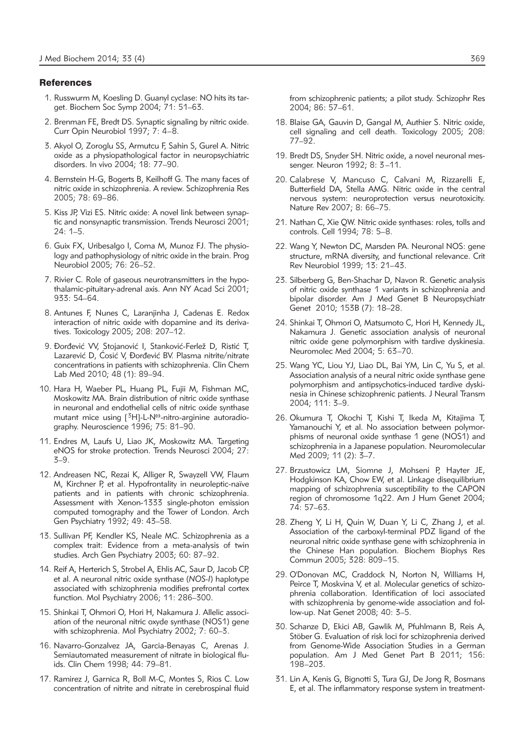## References

1. Russwurm M, Koesling D. Guanyl cyclase: NO hits its target. Biochem Soc Symp 2004; 71: 51–63.
2. Brenman FE, Bredt DS. Synaptic signaling by nitric oxide. Curr Opin Neurobiol 1997; 7: 4–8.
3. Akyol O, Zoroglu SS, Armutcu F, Sahin S, Gurel A. Nitric oxide as a physiopathological factor in neuropsychiatric disorders. In vivo 2004; 18: 77–90.
4. Bernstein H-G, Bogerts B, Keilhoff G. The many faces of nitric oxide in schizophrenia. A review. Schizophrenia Res 2005; 78: 69–86.
5. Kiss JP, Vizi ES. Nitric oxide: A novel link between synaptic and nonsynaptic transmission. Trends Neurosci 2001; 24: 1–5.
6. Guix FX, Uribesalgo I, Coma M, Munoz FJ. The physiology and pathophysiology of nitric oxide in the brain. Prog Neurobiol 2005; 76: 26–52.
7. Rivier C. Role of gaseous neurotransmitters in the hypothalamic-pituitary-adrenal axis. Ann NY Acad Sci 2001; 933: 54–64.
8. Antunes F, Nunes C, Laranjinha J, Cadenas E. Redox interaction of nitric oxide with dopamine and its derivatives. Toxicology 2005; 208: 207–12.
9. Đorđević VV, Stojanović I, Stanković-Ferlež D, Ristić T, Lazarević D, Ćosić V, Đorđević BV. Plasma nitrite/nitrate concentrations in patients with schizophrenia. Clin Chem Lab Med 2010; 48 (1): 89–94.
10. Hara H, Waeber PL, Huang PL, Fujii M, Fishman MC, Moskowitz MA. Brain distribution of nitric oxide synthase in neuronal and endothelial cells of nitric oxide synthase mutant mice using [$^3$H]-L-N$^{\omega}$-nitro-arginine autoradiography. Neuroscience 1996; 75: 81–90.
11. Endres M, Laufs U, Liao JK, Moskowitz MA. Targeting eNOS for stroke protection. Trends Neurosci 2004; 27: 3–9.
12. Andreasen NC, Rezai K, Alliger R, Swayzell VW, Flaum M, Kirchner P, et al. Hypofrontality in neuroleptic-naïve patients and in patients with chronic schizophrenia. Assessment with Xenon-1333 single-photon emission computed tomography and the Tower of London. Arch Gen Psychiatry 1992; 49: 43–58.
13. Sullivan PF, Kendler KS, Neale MC. Schizophrenia as a complex trait: Evidence from a meta-analysis of twin studies. Arch Gen Psychiatry 2003; 60: 87–92.
14. Reif A, Herterich S, Strobel A, Ehlis AC, Saur D, Jacob CP, et al. A neuronal nitric oxide synthase (*NOS-I*) haplotype associated with schizophrenia modifies prefrontal cortex function. Mol Psychiatry 2006; 11: 286–300.
15. Shinkai T, Ohmori O, Hori H, Nakamura J. Allelic association of the neuronal nitric oxyde synthase (NOS1) gene with schizophrenia. Mol Psychiatry 2002; 7: 60–3.
16. Navarro-Gonzalvez JA, Garcia-Benayas C, Arenas J. Semiautomated measurement of nitrate in biological fluids. Clin Chem 1998; 44: 79–81.
17. Ramirez J, Garnica R, Boll M-C, Montes S, Rios C. Low concentration of nitrite and nitrate in cerebrospinal fluid from schizophrenic patients; a pilot study. Schizophr Res 2004; 86: 57–61.
18. Blaise GA, Gauvin D, Gangal M, Authier S. Nitric oxide, cell signaling and cell death. Toxicology 2005; 208: 77–92.
19. Bredt DS, Snyder SH. Nitric oxide, a novel neuronal messenger. Neuron 1992; 8: 3–11.
20. Calabrese V, Mancuso C, Calvani M, Rizzarelli E, Butterfield DA, Stella AMG. Nitric oxide in the central nervous system: neuroprotection versus neurotoxicity. Nature Rev 2007; 8: 66–75.
21. Nathan C, Xie QW. Nitric oxide synthases: roles, tolls and controls. Cell 1994; 78: 5–8.
22. Wang Y, Newton DC, Marsden PA. Neuronal NOS: gene structure, mRNA diversity, and functional relevance. Crit Rev Neurobiol 1999; 13: 21–43.
23. Silberberg G, Ben-Shachar D, Navon R. Genetic analysis of nitric oxide synthase 1 variants in schizophrenia and bipolar disorder. Am J Med Genet B Neuropsychiatr Genet 2010; 153B (7): 18–28.
24. Shinkai T, Ohmori O, Matsumoto C, Hori H, Kennedy JL, Nakamura J. Genetic association analysis of neuronal nitric oxide gene polymorphism with tardive dyskinesia. Neuromolec Med 2004; 5: 63–70.
25. Wang YC, Liou YJ, Liao DL, Bai YM, Lin C, Yu S, et al. Association analysis of a neural nitric oxide synthase gene polymorphism and antipsychotics-induced tardive dyskinesia in Chinese schizophrenic patients. J Neural Transm 2004; 111: 3–9.
26. Okumura T, Okochi T, Kishi T, Ikeda M, Kitajima T, Yamanouchi Y, et al. No association between polymorphisms of neuronal oxide synthase 1 gene (NOS1) and schizophrenia in a Japanese population. Neuromolecular Med 2009; 11 (2): 3–7.
27. Brzustowicz LM, Siomne J, Mohseni P, Hayter JE, Hodgkinson KA, Chow EW, et al. Linkage disequilibrium mapping of schizophrenia susceptibility to the CAPON region of chromosome 1q22. Am J Hum Genet 2004; 74: 57–63.
28. Zheng Y, Li H, Quin W, Duan Y, Li C, Zhang J, et al. Association of the carboxyl-terminal PDZ ligand of the neuronal nitric oxide synthase gene with schizophrenia in the Chinese Han population. Biochem Biophys Res Commun 2005; 328: 809–15.
29. O'Donovan MC, Craddock N, Norton N, Williams H, Peirce T, Moskvina V, et al. Molecular genetics of schizophrenia collaboration. Identification of loci associated with schizophrenia by genome-wide association and follow-up. Nat Genet 2008; 40: 3–5.
30. Schanze D, Ekici AB, Gawlik M, Pfuhlmann B, Reis A, Stöber G. Evaluation of risk loci for schizophrenia derived from Genome-Wide Association Studies in a German population. Am J Med Genet Part B 2011; 156: 198–203.
31. Lin A, Kenis G, Bignotti S, Tura GJ, De Jong R, Bosmans E, et al. The inflammatory response system in treatment-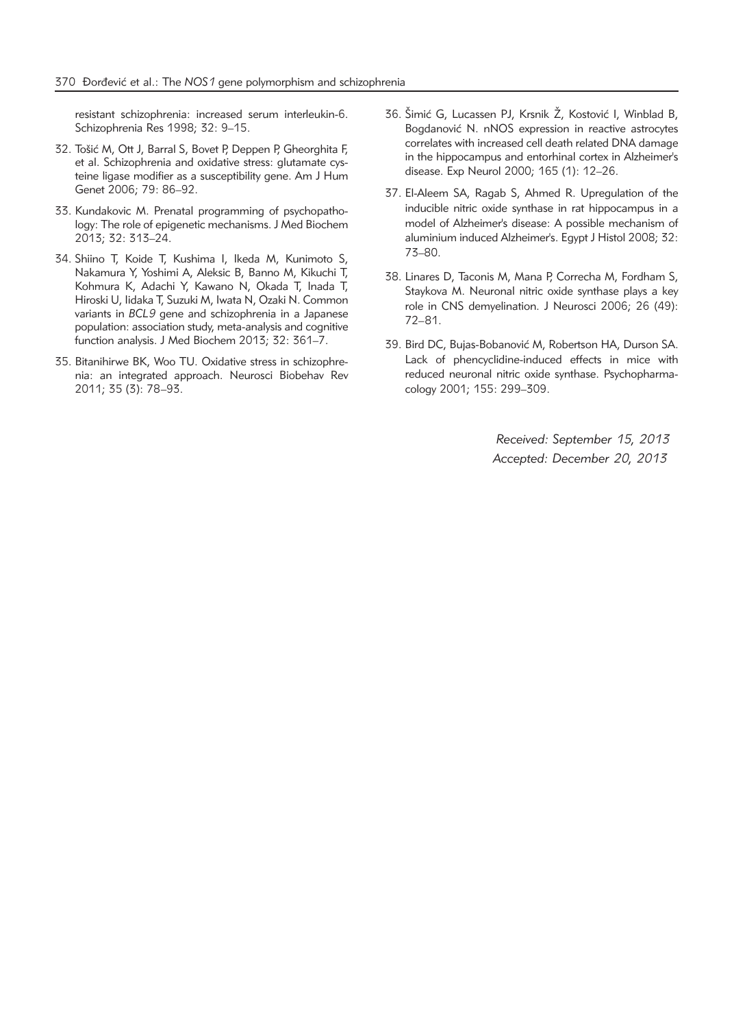resistant schizophrenia: increased serum interleukin-6. Schizophrenia Res 1998; 32: 9–15.

32. Tošić M, Ott J, Barral S, Bovet P, Deppen P, Gheorghita F, et al. Schizophrenia and oxidative stress: glutamate cysteine ligase modifier as a susceptibility gene. Am J Hum Genet 2006; 79: 86–92.

33. Kundakovic M. Prenatal programming of psychopathology: The role of epigenetic mechanisms. J Med Biochem 2013; 32: 313–24.

34. Shiino T, Koide T, Kushima I, Ikeda M, Kunimoto S, Nakamura Y, Yoshimi A, Aleksic B, Banno M, Kikuchi T, Kohmura K, Adachi Y, Kawano N, Okada T, Inada T, Hiroski U, Iidaka T, Suzuki M, Iwata N, Ozaki N. Common variants in *BCL9* gene and schizophrenia in a Japanese population: association study, meta-analysis and cognitive function analysis. J Med Biochem 2013; 32: 361–7.

35. Bitanihirwe BK, Woo TU. Oxidative stress in schizophrenia: an integrated approach. Neurosci Biobehav Rev 2011; 35 (3): 78–93.

36. Šimić G, Lucassen PJ, Krsnik Ž, Kostović I, Winblad B, Bogdanović N. nNOS expression in reactive astrocytes correlates with increased cell death related DNA damage in the hippocampus and entorhinal cortex in Alzheimer's disease. Exp Neurol 2000; 165 (1): 12–26.

37. El-Aleem SA, Ragab S, Ahmed R. Upregulation of the inducible nitric oxide synthase in rat hippocampus in a model of Alzheimer's disease: A possible mechanism of aluminium induced Alzheimer's. Egypt J Histol 2008; 32: 73–80.

38. Linares D, Taconis M, Mana P, Correcha M, Fordham S, Staykova M. Neuronal nitric oxide synthase plays a key role in CNS demyelination. J Neurosci 2006; 26 (49): 72–81.

39. Bird DC, Bujas-Bobanović M, Robertson HA, Durson SA. Lack of phencyclidine-induced effects in mice with reduced neuronal nitric oxide synthase. Psychopharmacology 2001; 155: 299–309.

*Received: September 15, 2013*
*Accepted: December 20, 2013*